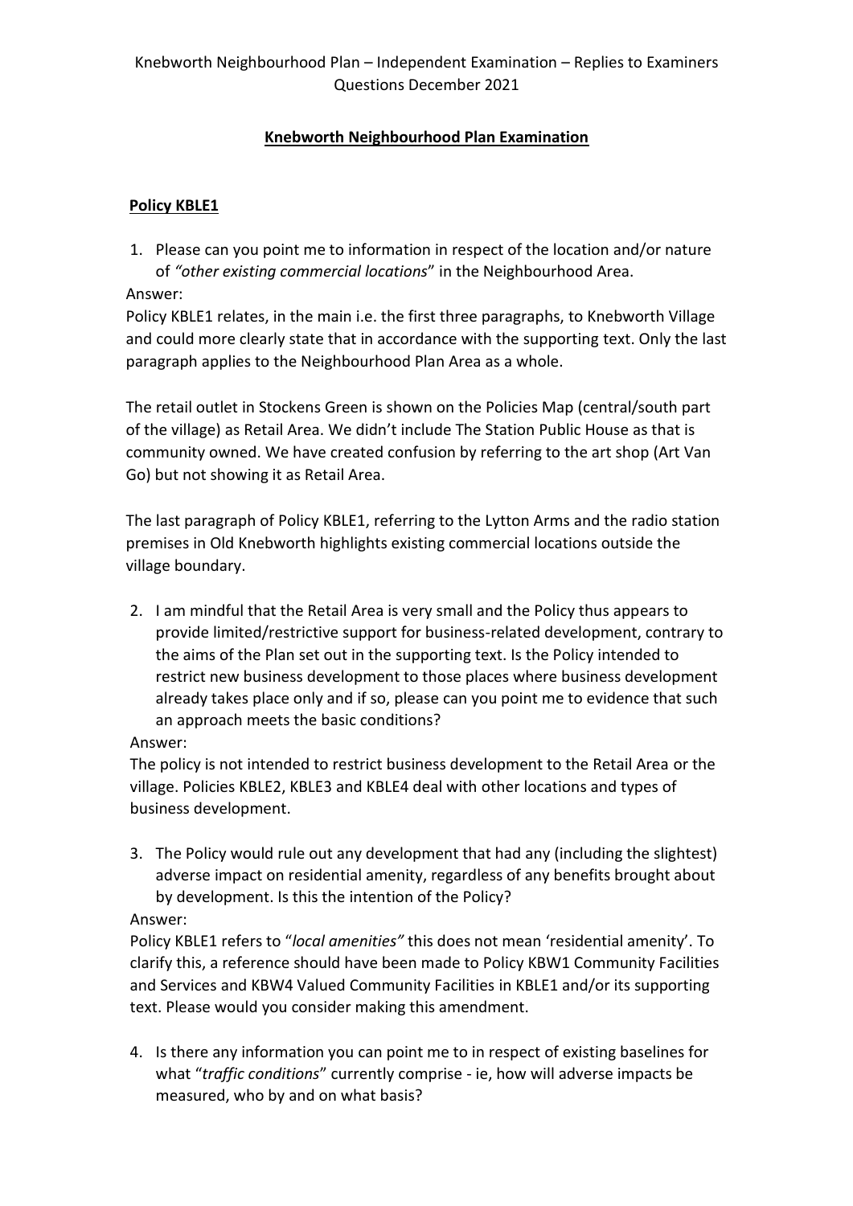Knebworth Neighbourhood Plan – Independent Examination – Replies to Examiners Questions December 2021

## Knebworth Neighbourhood Plan Examination

### Policy KBLE1

1. Please can you point me to information in respect of the location and/or nature of *"other existing commercial locations*" in the Neighbourhood Area.

Answer:

Policy KBLE1 relates, in the main i.e. the first three paragraphs, to Knebworth Village and could more clearly state that in accordance with the supporting text. Only the last paragraph applies to the Neighbourhood Plan Area as a whole.

The retail outlet in Stockens Green is shown on the Policies Map (central/south part of the village) as Retail Area. We didn't include The Station Public House as that is community owned. We have created confusion by referring to the art shop (Art Van Go) but not showing it as Retail Area.

The last paragraph of Policy KBLE1, referring to the Lytton Arms and the radio station premises in Old Knebworth highlights existing commercial locations outside the village boundary.

2. I am mindful that the Retail Area is very small and the Policy thus appears to provide limited/restrictive support for business-related development, contrary to the aims of the Plan set out in the supporting text. Is the Policy intended to restrict new business development to those places where business development already takes place only and if so, please can you point me to evidence that such an approach meets the basic conditions?

Answer:

The policy is not intended to restrict business development to the Retail Area or the village. Policies KBLE2, KBLE3 and KBLE4 deal with other locations and types of business development.

3. The Policy would rule out any development that had any (including the slightest) adverse impact on residential amenity, regardless of any benefits brought about by development. Is this the intention of the Policy?

Answer:

Policy KBLE1 refers to "*local amenities"* this does not mean 'residential amenity'. To clarify this, a reference should have been made to Policy KBW1 Community Facilities and Services and KBW4 Valued Community Facilities in KBLE1 and/or its supporting text. Please would you consider making this amendment.

4. Is there any information you can point me to in respect of existing baselines for what "*traffic conditions*" currently comprise - ie, how will adverse impacts be measured, who by and on what basis?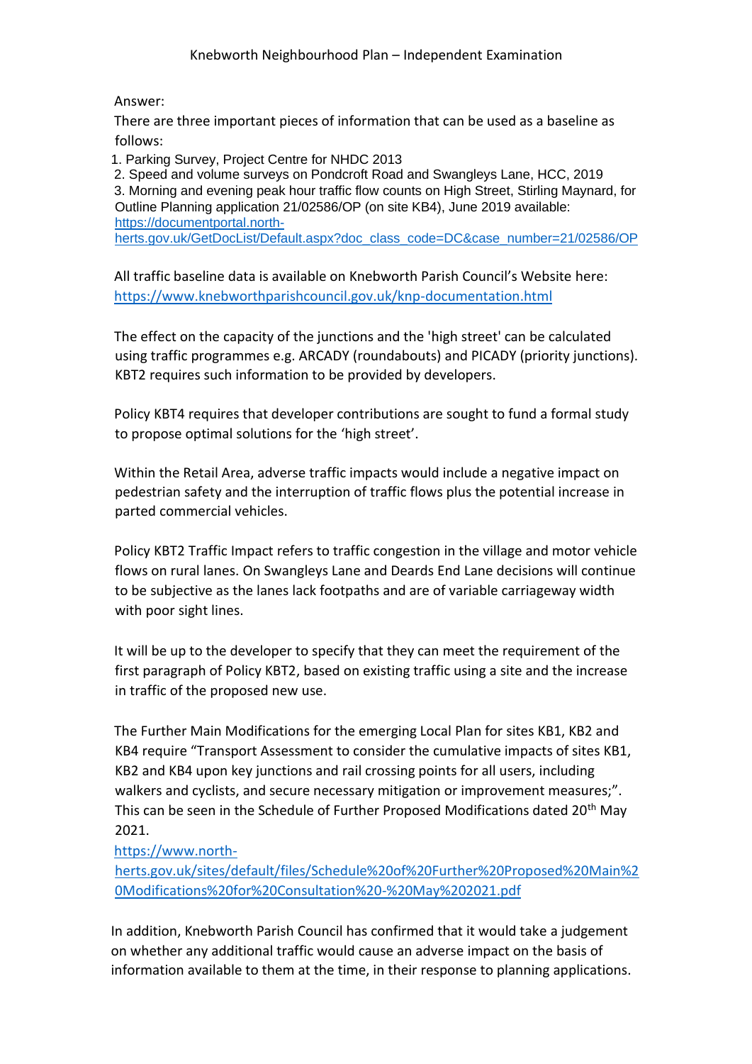Answer:

There are three important pieces of information that can be used as a baseline as follows:

1. Parking Survey, Project Centre for NHDC 2013
2. Speed and volume surveys on Pondcroft Road and Swangleys Lane, HCC, 2019
3. Morning and evening peak hour traffic flow counts on High Street, Stirling Maynard, for Outline Planning application 21/02586/OP (on site KB4), June 2019 available: https://documentportal.north-herts.gov.uk/GetDocList/Default.aspx?doc_class_code=DC&case_number=21/02586/OP

All traffic baseline data is available on Knebworth Parish Council's Website here: https://www.knebworthparishcouncil.gov.uk/knp-documentation.html

The effect on the capacity of the junctions and the 'high street' can be calculated using traffic programmes e.g. ARCADY (roundabouts) and PICADY (priority junctions). KBT2 requires such information to be provided by developers.

Policy KBT4 requires that developer contributions are sought to fund a formal study to propose optimal solutions for the 'high street'.

Within the Retail Area, adverse traffic impacts would include a negative impact on pedestrian safety and the interruption of traffic flows plus the potential increase in parted commercial vehicles.

Policy KBT2 Traffic Impact refers to traffic congestion in the village and motor vehicle flows on rural lanes. On Swangleys Lane and Deards End Lane decisions will continue to be subjective as the lanes lack footpaths and are of variable carriageway width with poor sight lines.

It will be up to the developer to specify that they can meet the requirement of the first paragraph of Policy KBT2, based on existing traffic using a site and the increase in traffic of the proposed new use.

The Further Main Modifications for the emerging Local Plan for sites KB1, KB2 and KB4 require "Transport Assessment to consider the cumulative impacts of sites KB1, KB2 and KB4 upon key junctions and rail crossing points for all users, including walkers and cyclists, and secure necessary mitigation or improvement measures;". This can be seen in the Schedule of Further Proposed Modifications dated 20th May 2021.

https://www.north-herts.gov.uk/sites/default/files/Schedule%20of%20Further%20Proposed%20Main%20Modifications%20for%20Consultation%20-%20May%202021.pdf

In addition, Knebworth Parish Council has confirmed that it would take a judgement on whether any additional traffic would cause an adverse impact on the basis of information available to them at the time, in their response to planning applications.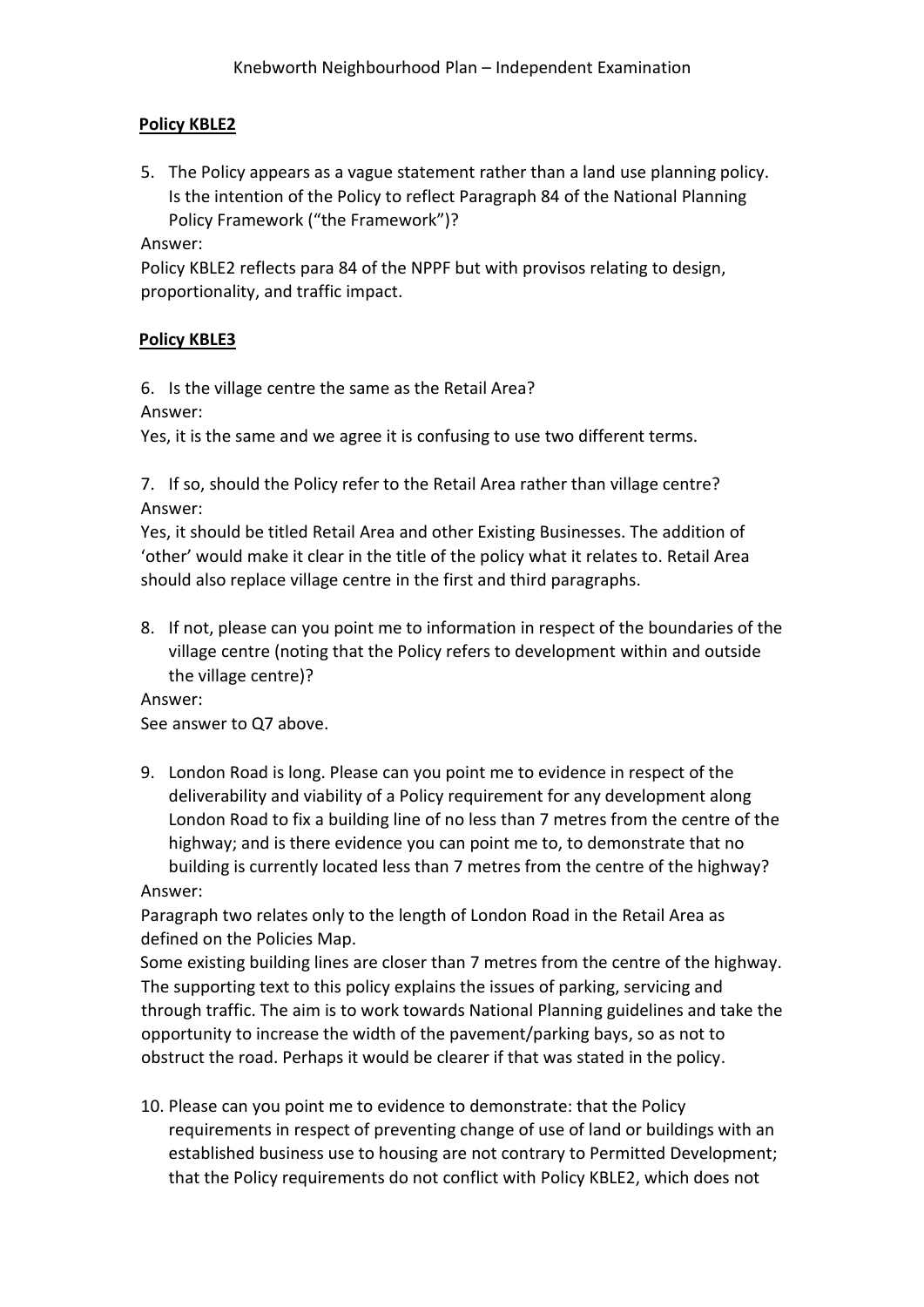**Policy KBLE2**

5. The Policy appears as a vague statement rather than a land use planning policy. Is the intention of the Policy to reflect Paragraph 84 of the National Planning Policy Framework ("the Framework")?

Answer:
Policy KBLE2 reflects para 84 of the NPPF but with provisos relating to design, proportionality, and traffic impact.

**Policy KBLE3**

6. Is the village centre the same as the Retail Area?

Answer:
Yes, it is the same and we agree it is confusing to use two different terms.

7. If so, should the Policy refer to the Retail Area rather than village centre?

Answer:
Yes, it should be titled Retail Area and other Existing Businesses. The addition of 'other' would make it clear in the title of the policy what it relates to. Retail Area should also replace village centre in the first and third paragraphs.

8. If not, please can you point me to information in respect of the boundaries of the village centre (noting that the Policy refers to development within and outside the village centre)?

Answer:
See answer to Q7 above.

9. London Road is long. Please can you point me to evidence in respect of the deliverability and viability of a Policy requirement for any development along London Road to fix a building line of no less than 7 metres from the centre of the highway; and is there evidence you can point me to, to demonstrate that no building is currently located less than 7 metres from the centre of the highway?

Answer:
Paragraph two relates only to the length of London Road in the Retail Area as defined on the Policies Map.
Some existing building lines are closer than 7 metres from the centre of the highway. The supporting text to this policy explains the issues of parking, servicing and through traffic. The aim is to work towards National Planning guidelines and take the opportunity to increase the width of the pavement/parking bays, so as not to obstruct the road. Perhaps it would be clearer if that was stated in the policy.

10. Please can you point me to evidence to demonstrate: that the Policy requirements in respect of preventing change of use of land or buildings with an established business use to housing are not contrary to Permitted Development; that the Policy requirements do not conflict with Policy KBLE2, which does not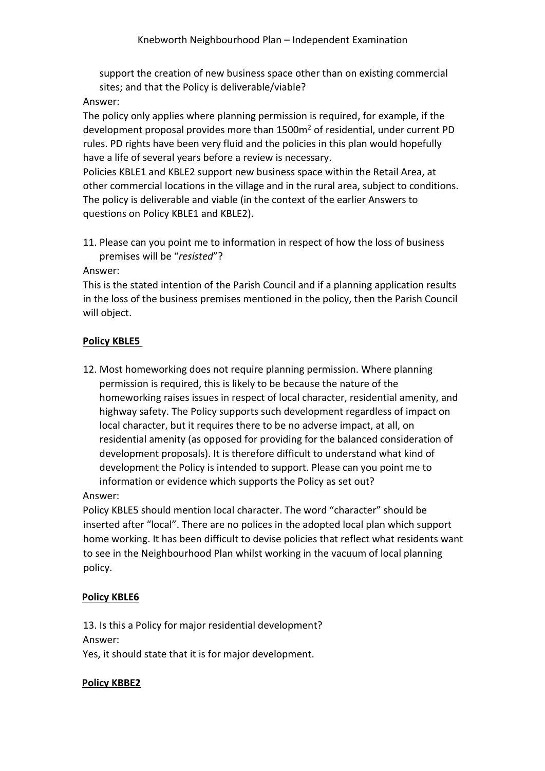support the creation of new business space other than on existing commercial sites; and that the Policy is deliverable/viable?

Answer:

The policy only applies where planning permission is required, for example, if the development proposal provides more than 1500m$^2$ of residential, under current PD rules. PD rights have been very fluid and the policies in this plan would hopefully have a life of several years before a review is necessary.

Policies KBLE1 and KBLE2 support new business space within the Retail Area, at other commercial locations in the village and in the rural area, subject to conditions. The policy is deliverable and viable (in the context of the earlier Answers to questions on Policy KBLE1 and KBLE2).

11. Please can you point me to information in respect of how the loss of business premises will be "*resisted*"?

Answer:

This is the stated intention of the Parish Council and if a planning application results in the loss of the business premises mentioned in the policy, then the Parish Council will object.

**Policy KBLE5**

12. Most homeworking does not require planning permission. Where planning permission is required, this is likely to be because the nature of the homeworking raises issues in respect of local character, residential amenity, and highway safety. The Policy supports such development regardless of impact on local character, but it requires there to be no adverse impact, at all, on residential amenity (as opposed for providing for the balanced consideration of development proposals). It is therefore difficult to understand what kind of development the Policy is intended to support. Please can you point me to information or evidence which supports the Policy as set out?

Answer:

Policy KBLE5 should mention local character. The word "character" should be inserted after "local". There are no polices in the adopted local plan which support home working. It has been difficult to devise policies that reflect what residents want to see in the Neighbourhood Plan whilst working in the vacuum of local planning policy.

**Policy KBLE6**

13. Is this a Policy for major residential development?

Answer:

Yes, it should state that it is for major development.

**Policy KBBE2**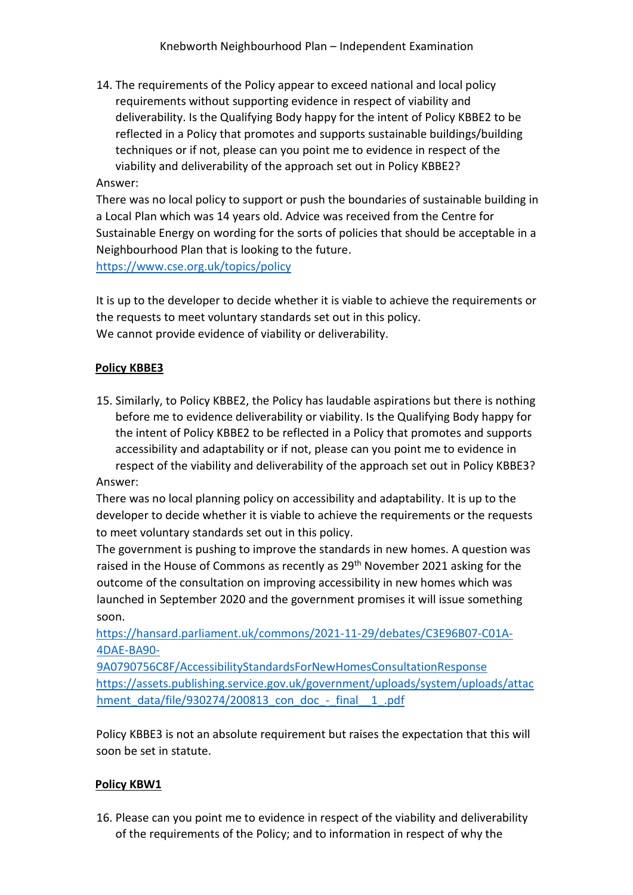14. The requirements of the Policy appear to exceed national and local policy requirements without supporting evidence in respect of viability and deliverability. Is the Qualifying Body happy for the intent of Policy KBBE2 to be reflected in a Policy that promotes and supports sustainable buildings/building techniques or if not, please can you point me to evidence in respect of the viability and deliverability of the approach set out in Policy KBBE2?

Answer:
There was no local policy to support or push the boundaries of sustainable building in a Local Plan which was 14 years old. Advice was received from the Centre for Sustainable Energy on wording for the sorts of policies that should be acceptable in a Neighbourhood Plan that is looking to the future.
https://www.cse.org.uk/topics/policy

It is up to the developer to decide whether it is viable to achieve the requirements or the requests to meet voluntary standards set out in this policy.
We cannot provide evidence of viability or deliverability.

**Policy KBBE3**

15. Similarly, to Policy KBBE2, the Policy has laudable aspirations but there is nothing before me to evidence deliverability or viability. Is the Qualifying Body happy for the intent of Policy KBBE2 to be reflected in a Policy that promotes and supports accessibility and adaptability or if not, please can you point me to evidence in respect of the viability and deliverability of the approach set out in Policy KBBE3?

Answer:
There was no local planning policy on accessibility and adaptability. It is up to the developer to decide whether it is viable to achieve the requirements or the requests to meet voluntary standards set out in this policy.
The government is pushing to improve the standards in new homes. A question was raised in the House of Commons as recently as 29th November 2021 asking for the outcome of the consultation on improving accessibility in new homes which was launched in September 2020 and the government promises it will issue something soon.
https://hansard.parliament.uk/commons/2021-11-29/debates/C3E96B07-C01A-4DAE-BA90-9A0790756C8F/AccessibilityStandardsForNewHomesConsultationResponse
https://assets.publishing.service.gov.uk/government/uploads/system/uploads/attachment_data/file/930274/200813_con_doc_-_final__1_.pdf

Policy KBBE3 is not an absolute requirement but raises the expectation that this will soon be set in statute.

**Policy KBW1**

16. Please can you point me to evidence in respect of the viability and deliverability of the requirements of the Policy; and to information in respect of why the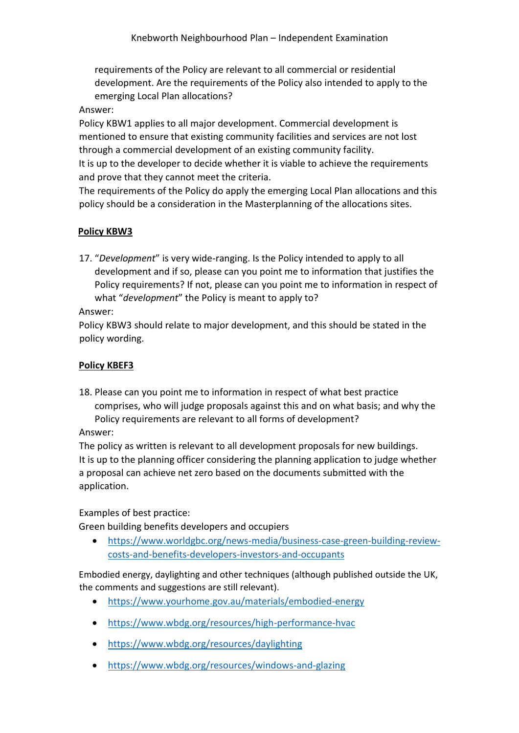requirements of the Policy are relevant to all commercial or residential development. Are the requirements of the Policy also intended to apply to the emerging Local Plan allocations?

Answer:

Policy KBW1 applies to all major development. Commercial development is mentioned to ensure that existing community facilities and services are not lost through a commercial development of an existing community facility.

It is up to the developer to decide whether it is viable to achieve the requirements and prove that they cannot meet the criteria.

The requirements of the Policy do apply the emerging Local Plan allocations and this policy should be a consideration in the Masterplanning of the allocations sites.

**Policy KBW3**

17. "*Development*" is very wide-ranging. Is the Policy intended to apply to all development and if so, please can you point me to information that justifies the Policy requirements? If not, please can you point me to information in respect of what "*development*" the Policy is meant to apply to?

Answer:

Policy KBW3 should relate to major development, and this should be stated in the policy wording.

**Policy KBEF3**

18. Please can you point me to information in respect of what best practice comprises, who will judge proposals against this and on what basis; and why the Policy requirements are relevant to all forms of development?

Answer:

The policy as written is relevant to all development proposals for new buildings. It is up to the planning officer considering the planning application to judge whether a proposal can achieve net zero based on the documents submitted with the application.

Examples of best practice:

Green building benefits developers and occupiers

- https://www.worldgbc.org/news-media/business-case-green-building-review-costs-and-benefits-developers-investors-and-occupants

Embodied energy, daylighting and other techniques (although published outside the UK, the comments and suggestions are still relevant).

- https://www.yourhome.gov.au/materials/embodied-energy
- https://www.wbdg.org/resources/high-performance-hvac
- https://www.wbdg.org/resources/daylighting
- https://www.wbdg.org/resources/windows-and-glazing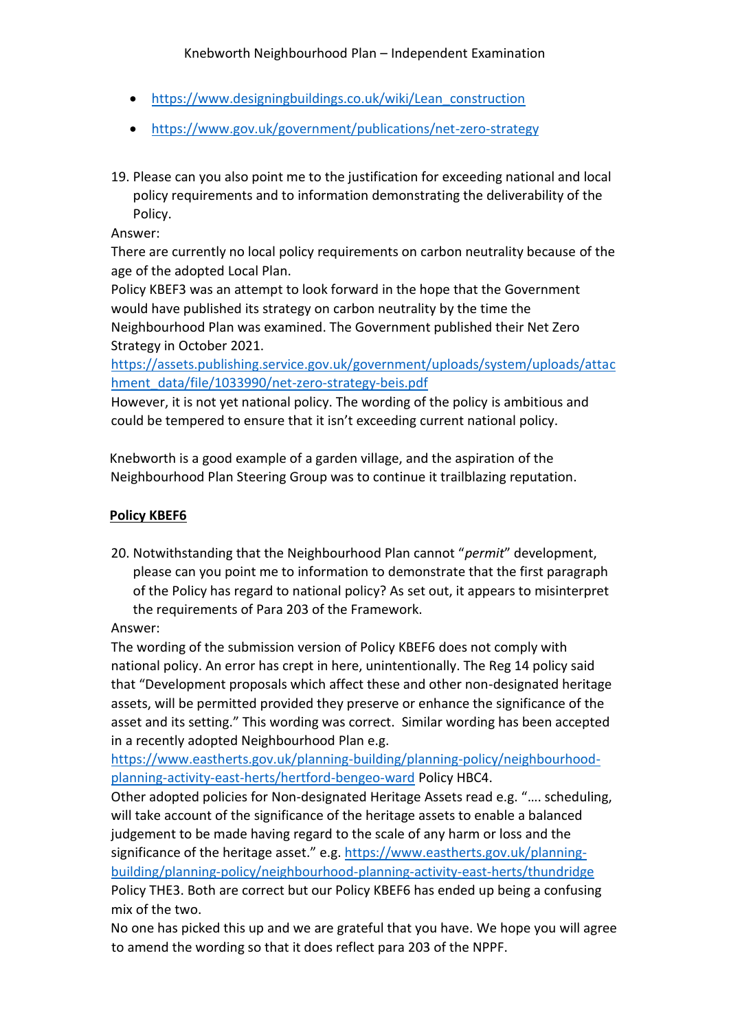- https://www.designingbuildings.co.uk/wiki/Lean_construction
- https://www.gov.uk/government/publications/net-zero-strategy

19. Please can you also point me to the justification for exceeding national and local policy requirements and to information demonstrating the deliverability of the Policy.

Answer:
There are currently no local policy requirements on carbon neutrality because of the age of the adopted Local Plan.
Policy KBEF3 was an attempt to look forward in the hope that the Government would have published its strategy on carbon neutrality by the time the Neighbourhood Plan was examined. The Government published their Net Zero Strategy in October 2021.
https://assets.publishing.service.gov.uk/government/uploads/system/uploads/attachment_data/file/1033990/net-zero-strategy-beis.pdf
However, it is not yet national policy. The wording of the policy is ambitious and could be tempered to ensure that it isn't exceeding current national policy.

Knebworth is a good example of a garden village, and the aspiration of the Neighbourhood Plan Steering Group was to continue it trailblazing reputation.

**Policy KBEF6**

20. Notwithstanding that the Neighbourhood Plan cannot "*permit*" development, please can you point me to information to demonstrate that the first paragraph of the Policy has regard to national policy? As set out, it appears to misinterpret the requirements of Para 203 of the Framework.

Answer:
The wording of the submission version of Policy KBEF6 does not comply with national policy. An error has crept in here, unintentionally. The Reg 14 policy said that "Development proposals which affect these and other non-designated heritage assets, will be permitted provided they preserve or enhance the significance of the asset and its setting." This wording was correct. Similar wording has been accepted in a recently adopted Neighbourhood Plan e.g.
https://www.eastherts.gov.uk/planning-building/planning-policy/neighbourhood-planning-activity-east-herts/hertford-bengeo-ward Policy HBC4.
Other adopted policies for Non-designated Heritage Assets read e.g. "…. scheduling, will take account of the significance of the heritage assets to enable a balanced judgement to be made having regard to the scale of any harm or loss and the significance of the heritage asset." e.g. https://www.eastherts.gov.uk/planning-building/planning-policy/neighbourhood-planning-activity-east-herts/thundridge Policy THE3. Both are correct but our Policy KBEF6 has ended up being a confusing mix of the two.
No one has picked this up and we are grateful that you have. We hope you will agree to amend the wording so that it does reflect para 203 of the NPPF.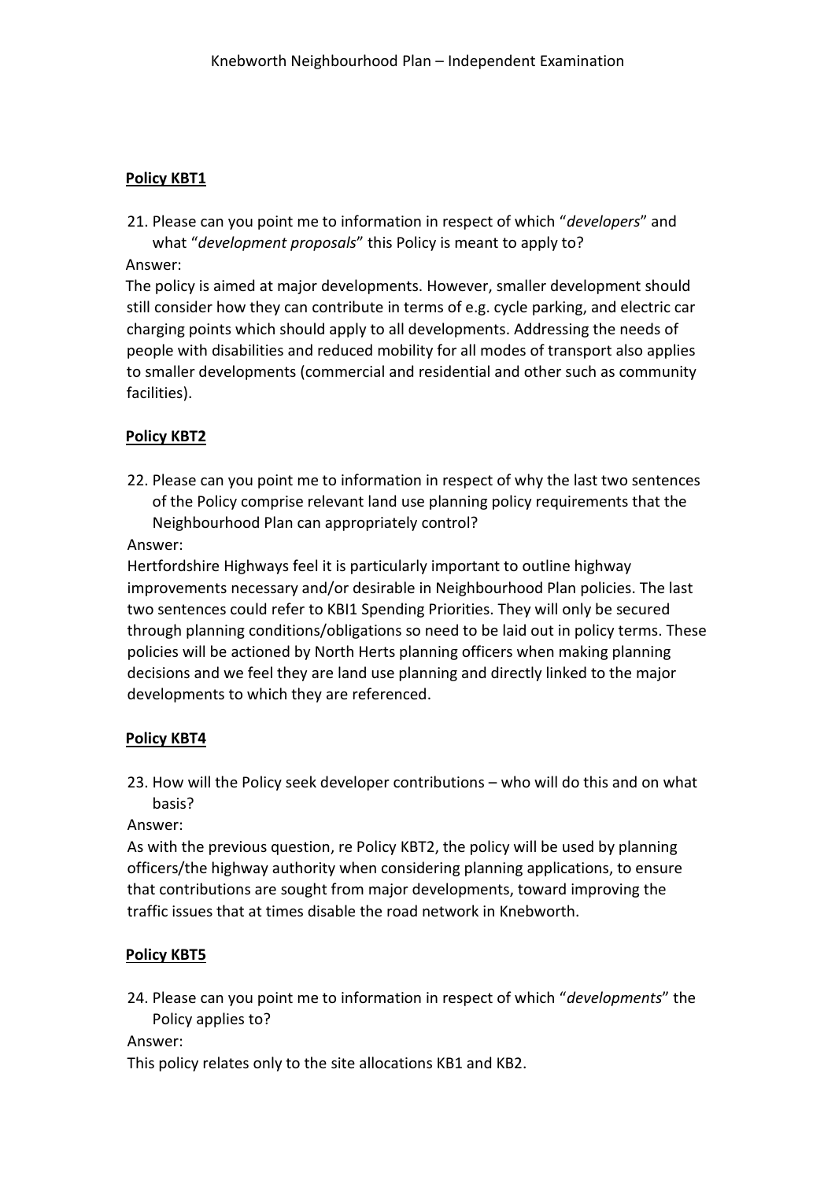**Policy KBT1**

21. Please can you point me to information in respect of which "*developers*" and what "*development proposals*" this Policy is meant to apply to?

Answer:

The policy is aimed at major developments. However, smaller development should still consider how they can contribute in terms of e.g. cycle parking, and electric car charging points which should apply to all developments. Addressing the needs of people with disabilities and reduced mobility for all modes of transport also applies to smaller developments (commercial and residential and other such as community facilities).

**Policy KBT2**

22. Please can you point me to information in respect of why the last two sentences of the Policy comprise relevant land use planning policy requirements that the Neighbourhood Plan can appropriately control?

Answer:

Hertfordshire Highways feel it is particularly important to outline highway improvements necessary and/or desirable in Neighbourhood Plan policies. The last two sentences could refer to KBI1 Spending Priorities. They will only be secured through planning conditions/obligations so need to be laid out in policy terms. These policies will be actioned by North Herts planning officers when making planning decisions and we feel they are land use planning and directly linked to the major developments to which they are referenced.

**Policy KBT4**

23. How will the Policy seek developer contributions – who will do this and on what basis?

Answer:

As with the previous question, re Policy KBT2, the policy will be used by planning officers/the highway authority when considering planning applications, to ensure that contributions are sought from major developments, toward improving the traffic issues that at times disable the road network in Knebworth.

**Policy KBT5**

24. Please can you point me to information in respect of which "*developments*" the Policy applies to?

Answer:

This policy relates only to the site allocations KB1 and KB2.